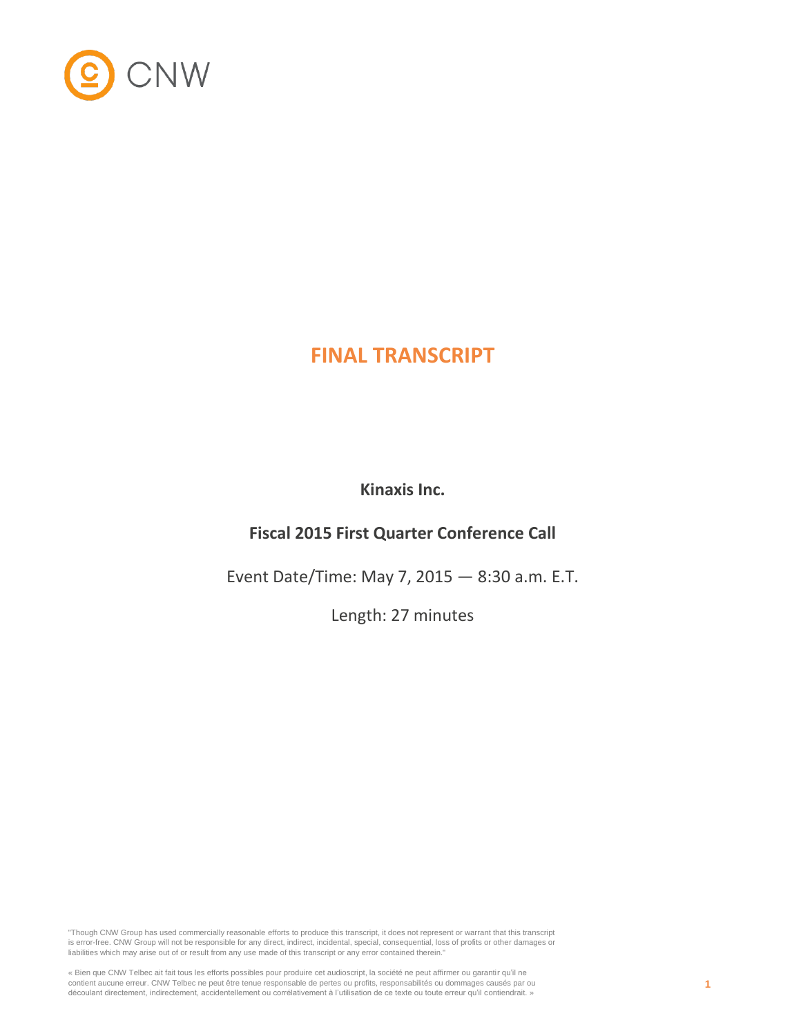CNW

# FINAL TRANSCRIPT

**Kinaxis Inc.**

**Fiscal 2015 First Quarter Conference Call**

Event Date/Time: May 7, 2015 — 8:30 a.m. E.T.

Length: 27 minutes

"Though CNW Group has used commercially reasonable efforts to produce this transcript, it does not represent or warrant that this transcript is error-free. CNW Group will not be responsible for any direct, indirect, incidental, special, consequential, loss of profits or other damages or liabilities which may arise out of or result from any use made of this transcript or any error contained therein."

« Bien que CNW Telbec ait fait tous les efforts possibles pour produire cet audioscript, la société ne peut affirmer ou garantir qu'il ne contient aucune erreur. CNW Telbec ne peut être tenue responsable de pertes ou profits, responsabilités ou dommages causés par ou découlant directement, indirectement, accidentellement ou corrélativement à l'utilisation de ce texte ou toute erreur qu'il contiendrait. »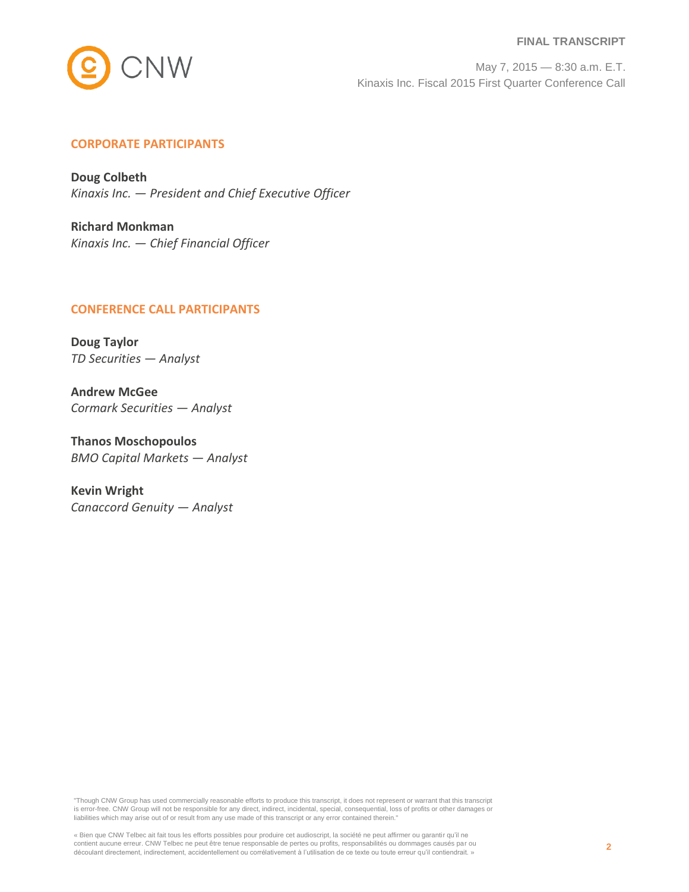## CORPORATE PARTICIPANTS

**Doug Colbeth**
*Kinaxis Inc. — President and Chief Executive Officer*

**Richard Monkman**
*Kinaxis Inc. — Chief Financial Officer*

## CONFERENCE CALL PARTICIPANTS

**Doug Taylor**
*TD Securities — Analyst*

**Andrew McGee**
*Cormark Securities — Analyst*

**Thanos Moschopoulos**
*BMO Capital Markets — Analyst*

**Kevin Wright**
*Canaccord Genuity — Analyst*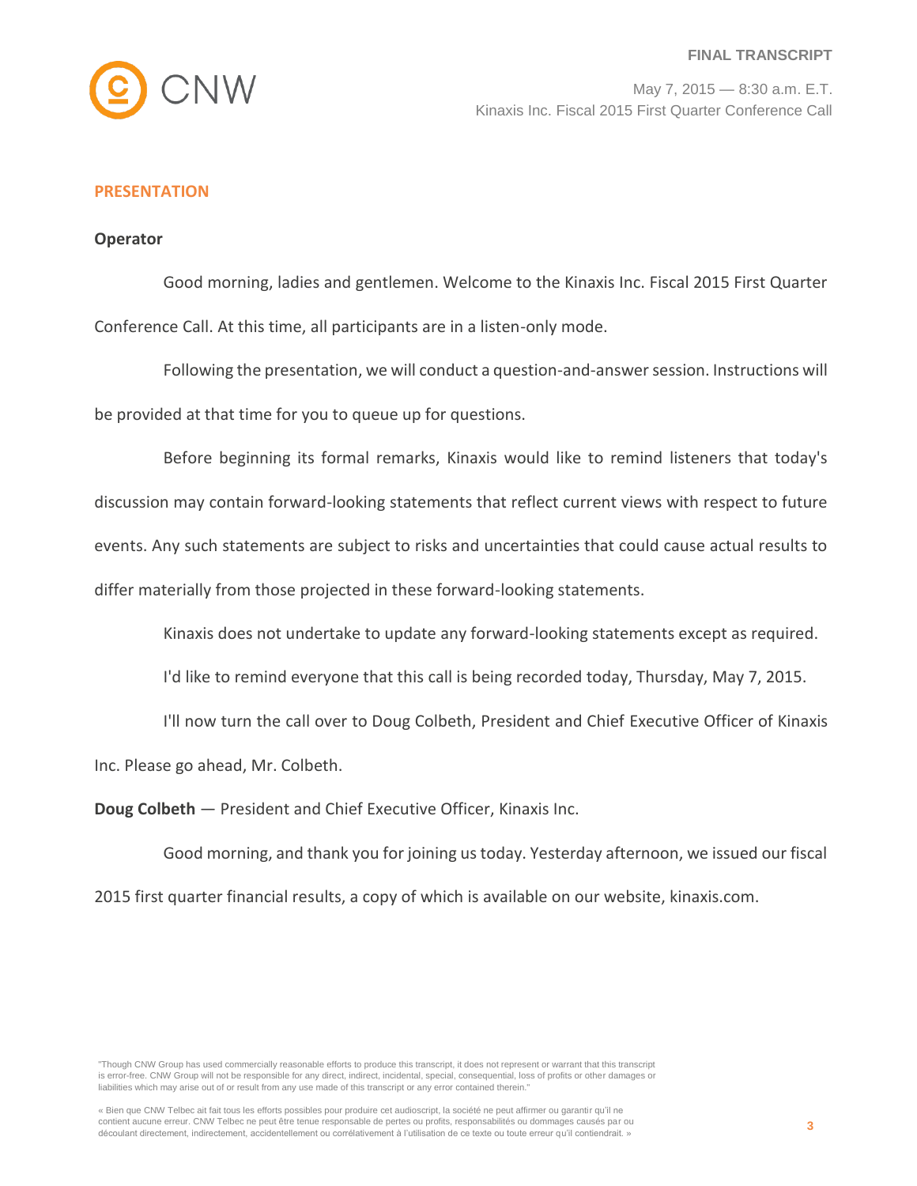## PRESENTATION

**Operator**

Good morning, ladies and gentlemen. Welcome to the Kinaxis Inc. Fiscal 2015 First Quarter Conference Call. At this time, all participants are in a listen-only mode.

Following the presentation, we will conduct a question-and-answer session. Instructions will be provided at that time for you to queue up for questions.

Before beginning its formal remarks, Kinaxis would like to remind listeners that today's discussion may contain forward-looking statements that reflect current views with respect to future events. Any such statements are subject to risks and uncertainties that could cause actual results to differ materially from those projected in these forward-looking statements.

Kinaxis does not undertake to update any forward-looking statements except as required.

I'd like to remind everyone that this call is being recorded today, Thursday, May 7, 2015.

I'll now turn the call over to Doug Colbeth, President and Chief Executive Officer of Kinaxis Inc. Please go ahead, Mr. Colbeth.

**Doug Colbeth** — President and Chief Executive Officer, Kinaxis Inc.

Good morning, and thank you for joining us today. Yesterday afternoon, we issued our fiscal 2015 first quarter financial results, a copy of which is available on our website, kinaxis.com.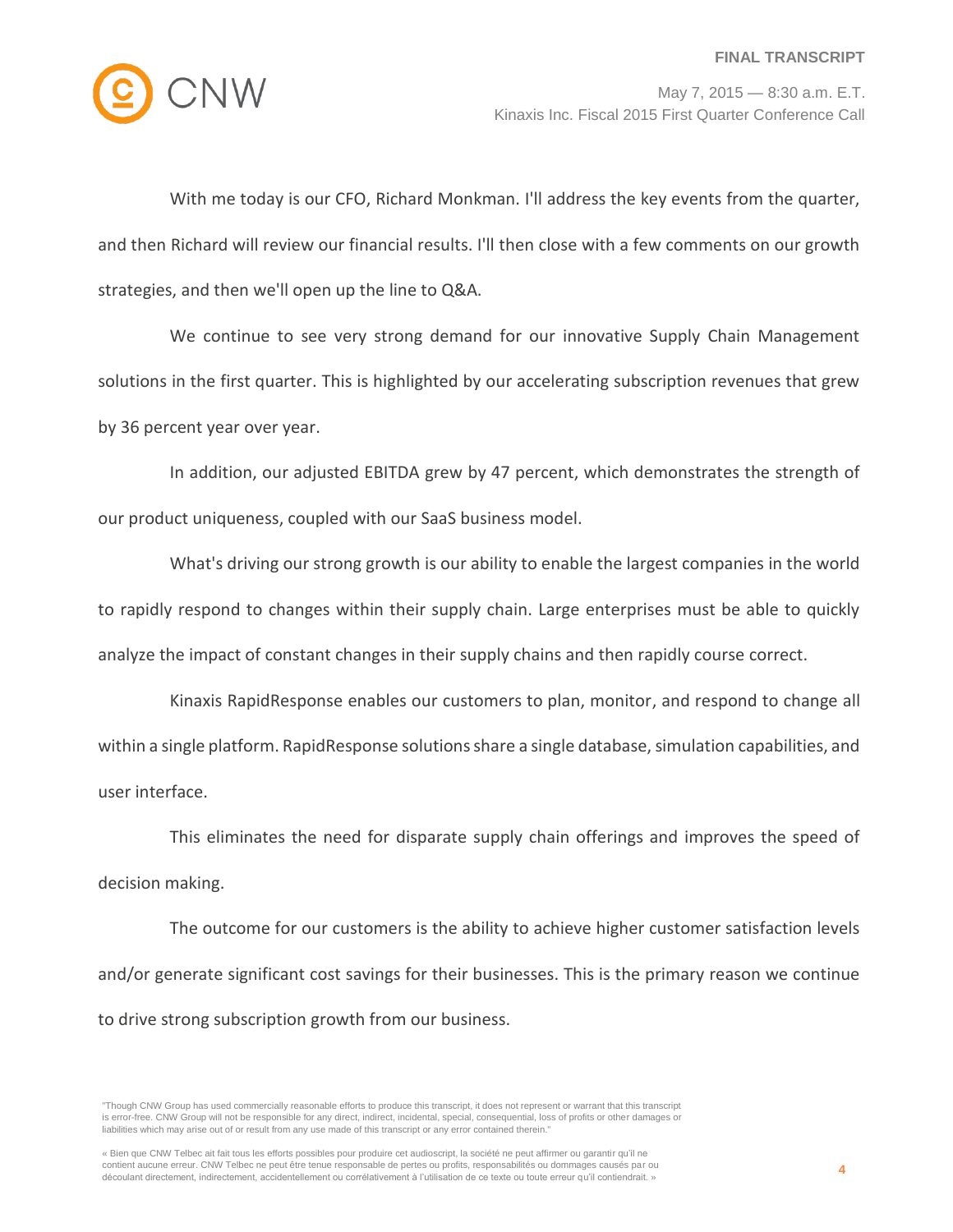With me today is our CFO, Richard Monkman. I'll address the key events from the quarter, and then Richard will review our financial results. I'll then close with a few comments on our growth strategies, and then we'll open up the line to Q&A.

We continue to see very strong demand for our innovative Supply Chain Management solutions in the first quarter. This is highlighted by our accelerating subscription revenues that grew by 36 percent year over year.

In addition, our adjusted EBITDA grew by 47 percent, which demonstrates the strength of our product uniqueness, coupled with our SaaS business model.

What's driving our strong growth is our ability to enable the largest companies in the world to rapidly respond to changes within their supply chain. Large enterprises must be able to quickly analyze the impact of constant changes in their supply chains and then rapidly course correct.

Kinaxis RapidResponse enables our customers to plan, monitor, and respond to change all within a single platform. RapidResponse solutions share a single database, simulation capabilities, and user interface.

This eliminates the need for disparate supply chain offerings and improves the speed of decision making.

The outcome for our customers is the ability to achieve higher customer satisfaction levels and/or generate significant cost savings for their businesses. This is the primary reason we continue to drive strong subscription growth from our business.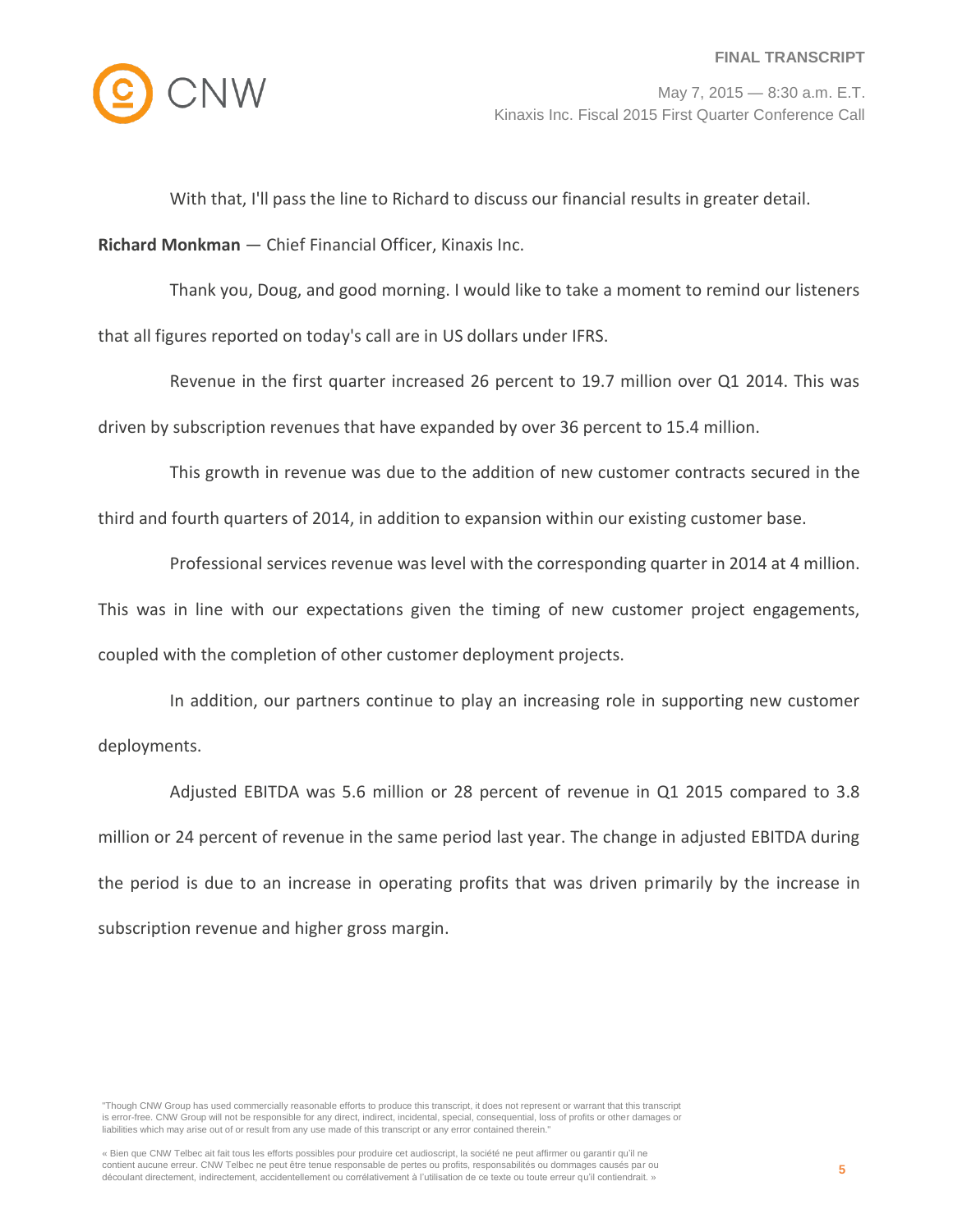With that, I'll pass the line to Richard to discuss our financial results in greater detail.

**Richard Monkman** — Chief Financial Officer, Kinaxis Inc.

Thank you, Doug, and good morning. I would like to take a moment to remind our listeners that all figures reported on today's call are in US dollars under IFRS.

Revenue in the first quarter increased 26 percent to 19.7 million over Q1 2014. This was driven by subscription revenues that have expanded by over 36 percent to 15.4 million.

This growth in revenue was due to the addition of new customer contracts secured in the third and fourth quarters of 2014, in addition to expansion within our existing customer base.

Professional services revenue was level with the corresponding quarter in 2014 at 4 million. This was in line with our expectations given the timing of new customer project engagements, coupled with the completion of other customer deployment projects.

In addition, our partners continue to play an increasing role in supporting new customer deployments.

Adjusted EBITDA was 5.6 million or 28 percent of revenue in Q1 2015 compared to 3.8 million or 24 percent of revenue in the same period last year. The change in adjusted EBITDA during the period is due to an increase in operating profits that was driven primarily by the increase in subscription revenue and higher gross margin.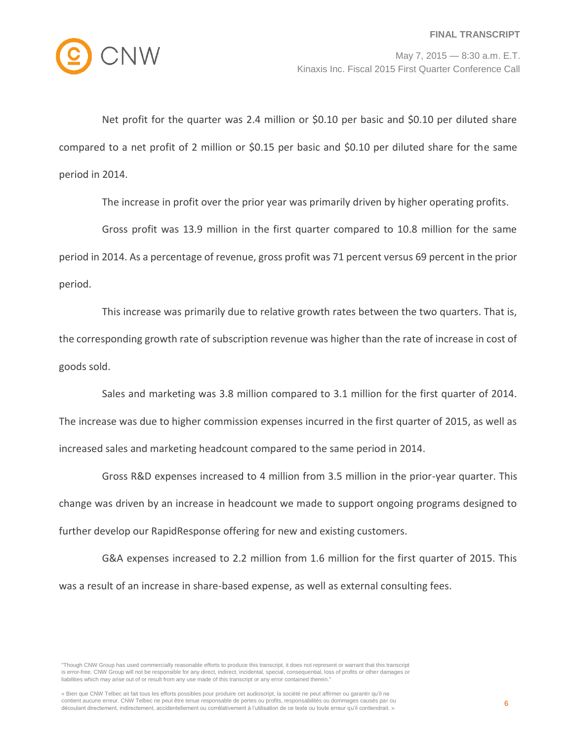Net profit for the quarter was 2.4 million or $0.10 per basic and $0.10 per diluted share compared to a net profit of 2 million or $0.15 per basic and $0.10 per diluted share for the same period in 2014.

The increase in profit over the prior year was primarily driven by higher operating profits.

Gross profit was 13.9 million in the first quarter compared to 10.8 million for the same period in 2014. As a percentage of revenue, gross profit was 71 percent versus 69 percent in the prior period.

This increase was primarily due to relative growth rates between the two quarters. That is, the corresponding growth rate of subscription revenue was higher than the rate of increase in cost of goods sold.

Sales and marketing was 3.8 million compared to 3.1 million for the first quarter of 2014. The increase was due to higher commission expenses incurred in the first quarter of 2015, as well as increased sales and marketing headcount compared to the same period in 2014.

Gross R&D expenses increased to 4 million from 3.5 million in the prior-year quarter. This change was driven by an increase in headcount we made to support ongoing programs designed to further develop our RapidResponse offering for new and existing customers.

G&A expenses increased to 2.2 million from 1.6 million for the first quarter of 2015. This was a result of an increase in share-based expense, as well as external consulting fees.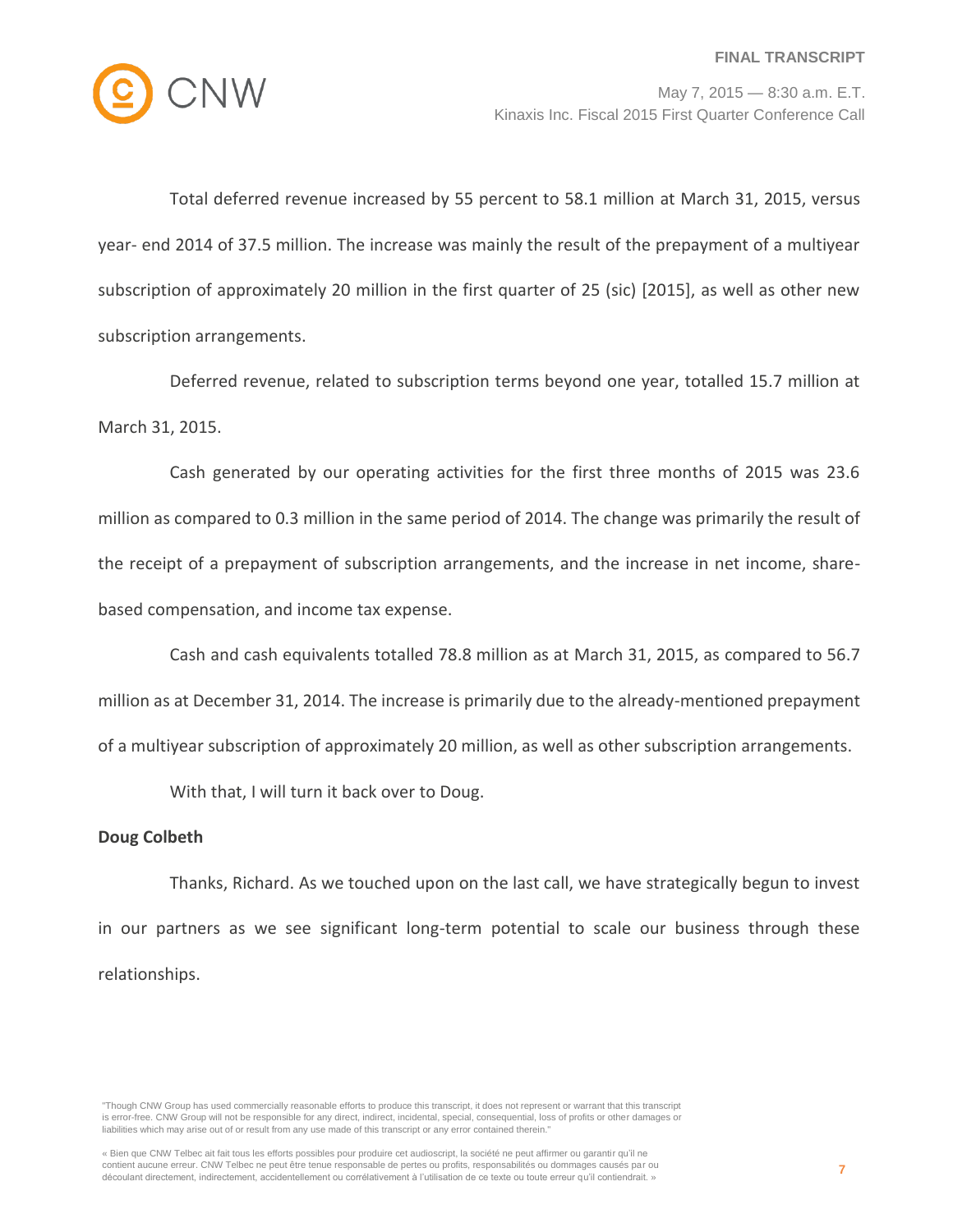Total deferred revenue increased by 55 percent to 58.1 million at March 31, 2015, versus year- end 2014 of 37.5 million. The increase was mainly the result of the prepayment of a multiyear subscription of approximately 20 million in the first quarter of 25 (sic) [2015], as well as other new subscription arrangements.

Deferred revenue, related to subscription terms beyond one year, totalled 15.7 million at March 31, 2015.

Cash generated by our operating activities for the first three months of 2015 was 23.6 million as compared to 0.3 million in the same period of 2014. The change was primarily the result of the receipt of a prepayment of subscription arrangements, and the increase in net income, share-based compensation, and income tax expense.

Cash and cash equivalents totalled 78.8 million as at March 31, 2015, as compared to 56.7 million as at December 31, 2014. The increase is primarily due to the already-mentioned prepayment of a multiyear subscription of approximately 20 million, as well as other subscription arrangements.

With that, I will turn it back over to Doug.

**Doug Colbeth**

Thanks, Richard. As we touched upon on the last call, we have strategically begun to invest in our partners as we see significant long-term potential to scale our business through these relationships.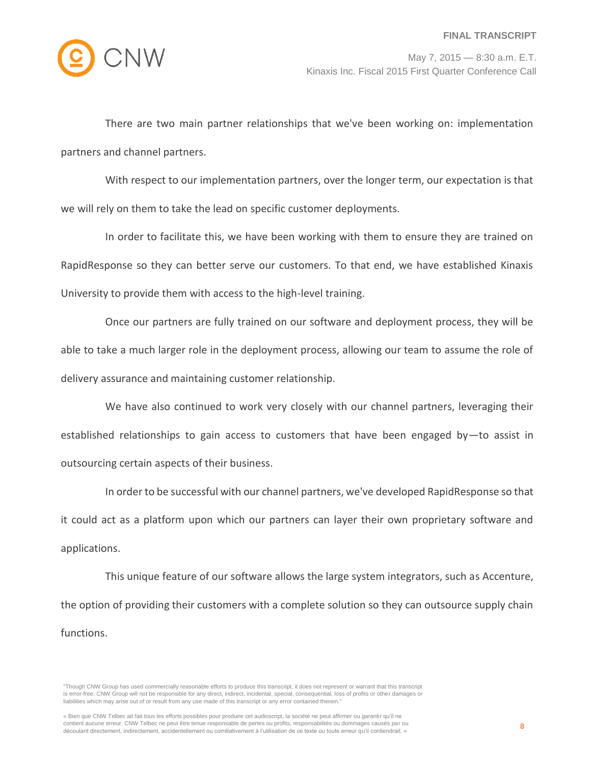There are two main partner relationships that we've been working on: implementation partners and channel partners.

With respect to our implementation partners, over the longer term, our expectation is that we will rely on them to take the lead on specific customer deployments.

In order to facilitate this, we have been working with them to ensure they are trained on RapidResponse so they can better serve our customers. To that end, we have established Kinaxis University to provide them with access to the high-level training.

Once our partners are fully trained on our software and deployment process, they will be able to take a much larger role in the deployment process, allowing our team to assume the role of delivery assurance and maintaining customer relationship.

We have also continued to work very closely with our channel partners, leveraging their established relationships to gain access to customers that have been engaged by—to assist in outsourcing certain aspects of their business.

In order to be successful with our channel partners, we've developed RapidResponse so that it could act as a platform upon which our partners can layer their own proprietary software and applications.

This unique feature of our software allows the large system integrators, such as Accenture, the option of providing their customers with a complete solution so they can outsource supply chain functions.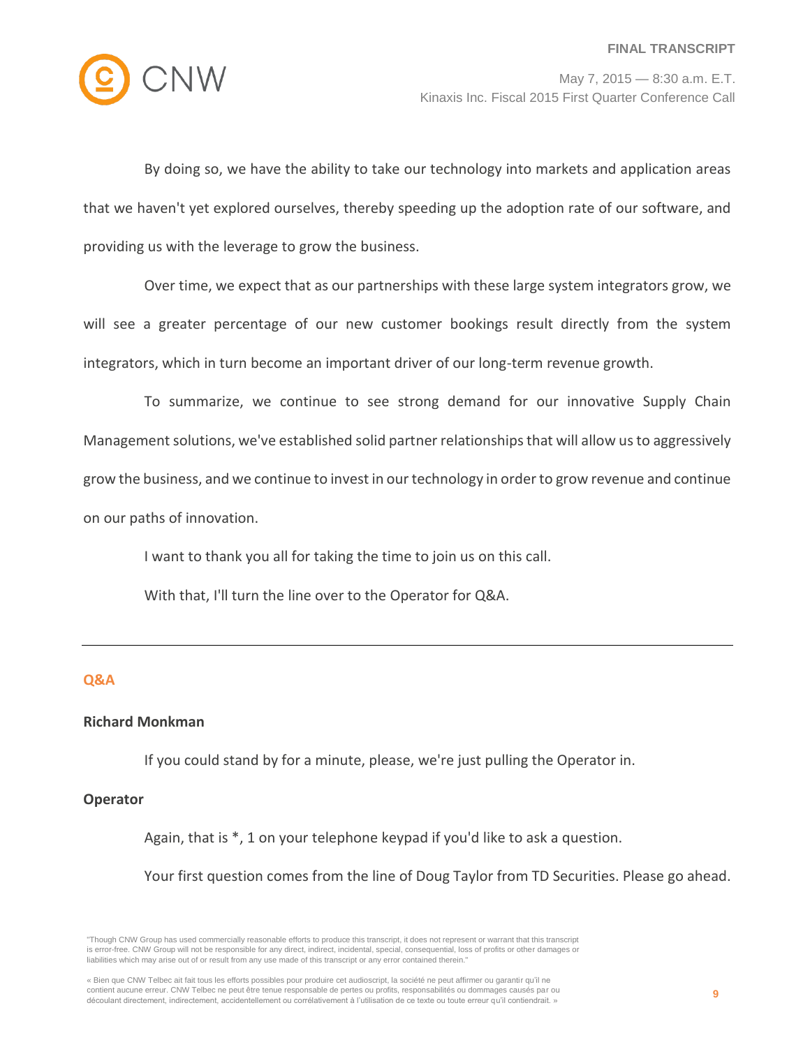By doing so, we have the ability to take our technology into markets and application areas that we haven't yet explored ourselves, thereby speeding up the adoption rate of our software, and providing us with the leverage to grow the business.

Over time, we expect that as our partnerships with these large system integrators grow, we will see a greater percentage of our new customer bookings result directly from the system integrators, which in turn become an important driver of our long-term revenue growth.

To summarize, we continue to see strong demand for our innovative Supply Chain Management solutions, we've established solid partner relationships that will allow us to aggressively grow the business, and we continue to invest in our technology in order to grow revenue and continue on our paths of innovation.

I want to thank you all for taking the time to join us on this call.

With that, I'll turn the line over to the Operator for Q&A.

---

## Q&A

**Richard Monkman**

If you could stand by for a minute, please, we're just pulling the Operator in.

**Operator**

Again, that is *, 1 on your telephone keypad if you'd like to ask a question.

Your first question comes from the line of Doug Taylor from TD Securities. Please go ahead.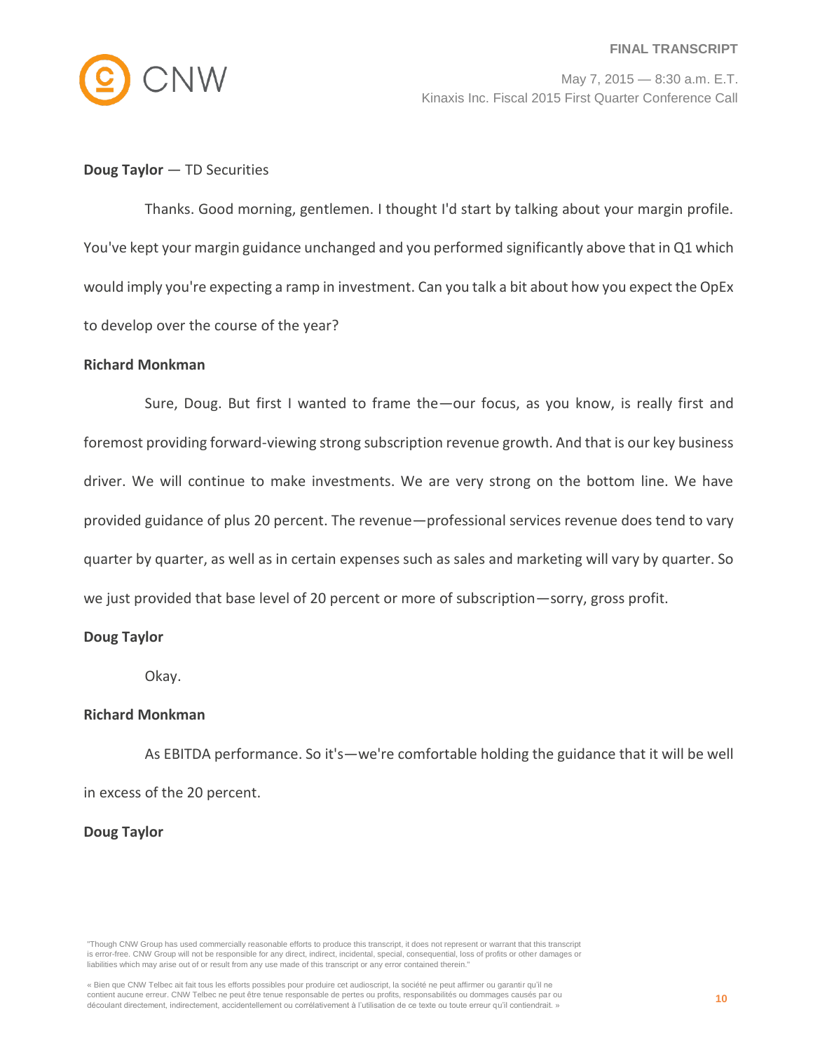**Doug Taylor** — TD Securities

Thanks. Good morning, gentlemen. I thought I'd start by talking about your margin profile. You've kept your margin guidance unchanged and you performed significantly above that in Q1 which would imply you're expecting a ramp in investment. Can you talk a bit about how you expect the OpEx to develop over the course of the year?

**Richard Monkman**

Sure, Doug. But first I wanted to frame the—our focus, as you know, is really first and foremost providing forward-viewing strong subscription revenue growth. And that is our key business driver. We will continue to make investments. We are very strong on the bottom line. We have provided guidance of plus 20 percent. The revenue—professional services revenue does tend to vary quarter by quarter, as well as in certain expenses such as sales and marketing will vary by quarter. So we just provided that base level of 20 percent or more of subscription—sorry, gross profit.

**Doug Taylor**

Okay.

**Richard Monkman**

As EBITDA performance. So it's—we're comfortable holding the guidance that it will be well in excess of the 20 percent.

**Doug Taylor**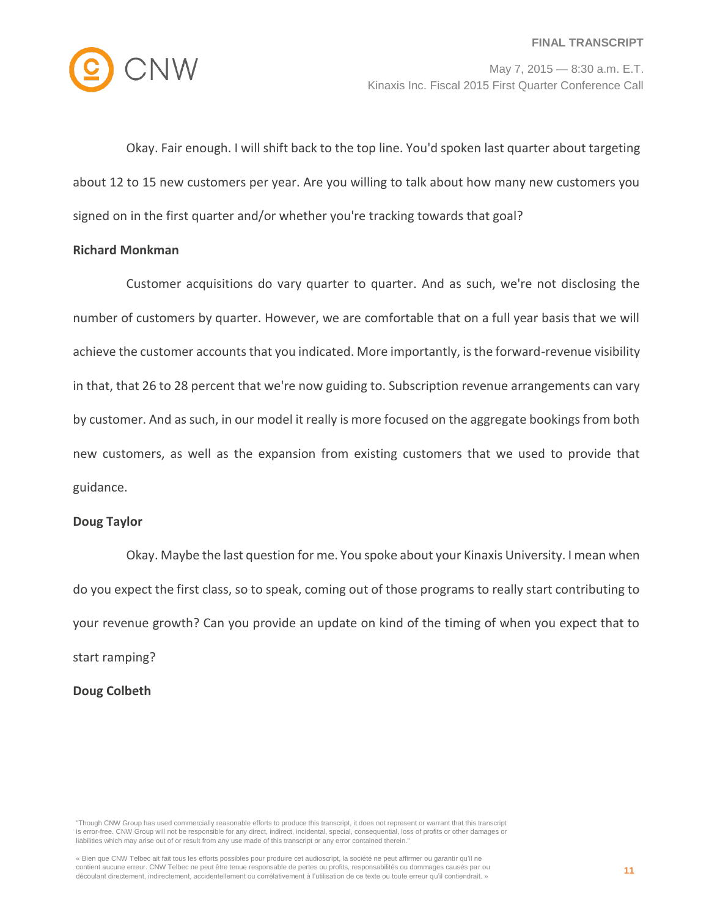Okay. Fair enough. I will shift back to the top line. You'd spoken last quarter about targeting about 12 to 15 new customers per year. Are you willing to talk about how many new customers you signed on in the first quarter and/or whether you're tracking towards that goal?

**Richard Monkman**

Customer acquisitions do vary quarter to quarter. And as such, we're not disclosing the number of customers by quarter. However, we are comfortable that on a full year basis that we will achieve the customer accounts that you indicated. More importantly, is the forward-revenue visibility in that, that 26 to 28 percent that we're now guiding to. Subscription revenue arrangements can vary by customer. And as such, in our model it really is more focused on the aggregate bookings from both new customers, as well as the expansion from existing customers that we used to provide that guidance.

**Doug Taylor**

Okay. Maybe the last question for me. You spoke about your Kinaxis University. I mean when do you expect the first class, so to speak, coming out of those programs to really start contributing to your revenue growth? Can you provide an update on kind of the timing of when you expect that to start ramping?

**Doug Colbeth**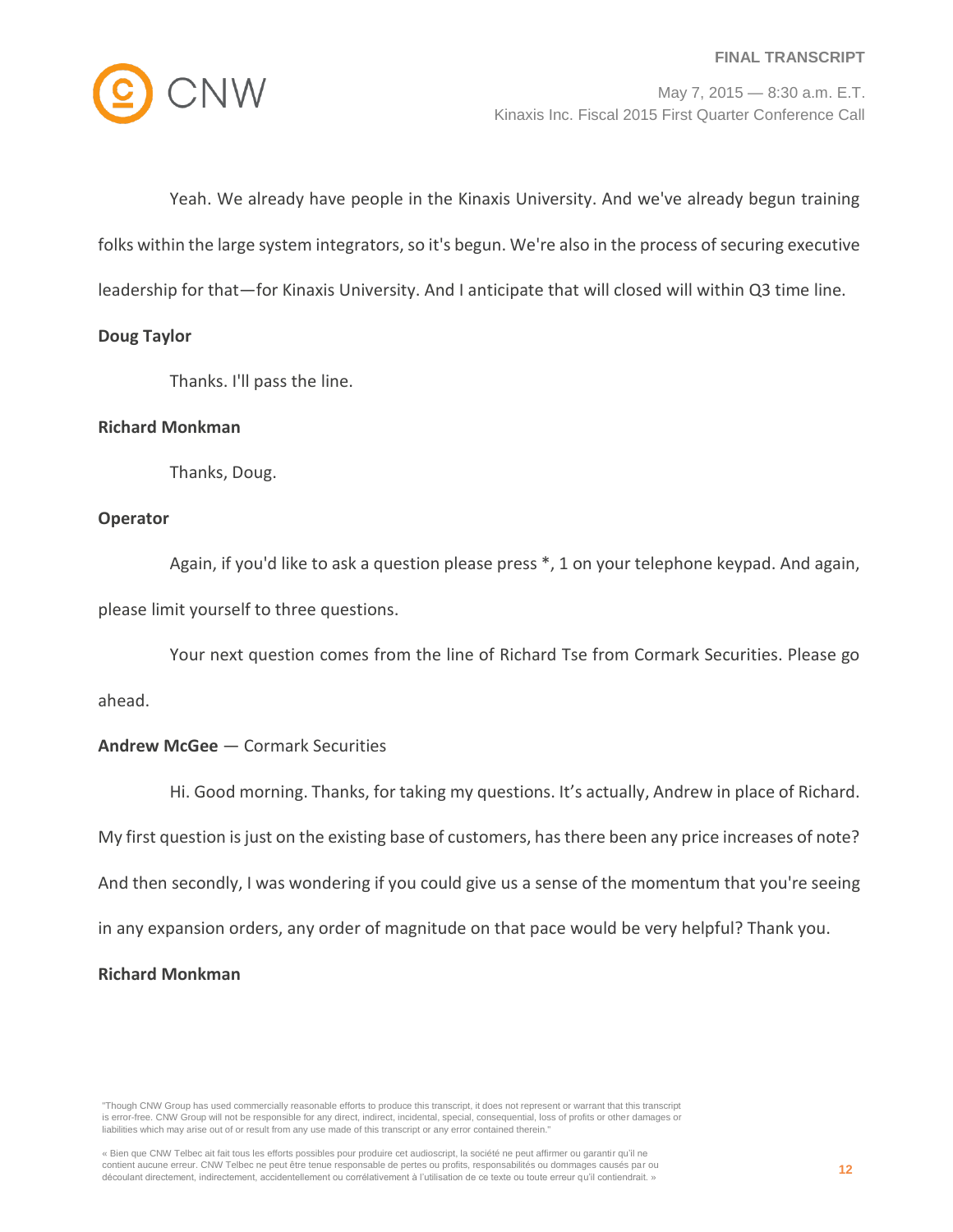Yeah. We already have people in the Kinaxis University. And we've already begun training folks within the large system integrators, so it's begun. We're also in the process of securing executive leadership for that—for Kinaxis University. And I anticipate that will closed will within Q3 time line.

**Doug Taylor**

Thanks. I'll pass the line.

**Richard Monkman**

Thanks, Doug.

**Operator**

Again, if you'd like to ask a question please press *, 1 on your telephone keypad. And again, please limit yourself to three questions.

Your next question comes from the line of Richard Tse from Cormark Securities. Please go ahead.

**Andrew McGee** — Cormark Securities

Hi. Good morning. Thanks, for taking my questions. It's actually, Andrew in place of Richard. My first question is just on the existing base of customers, has there been any price increases of note? And then secondly, I was wondering if you could give us a sense of the momentum that you're seeing in any expansion orders, any order of magnitude on that pace would be very helpful? Thank you.

**Richard Monkman**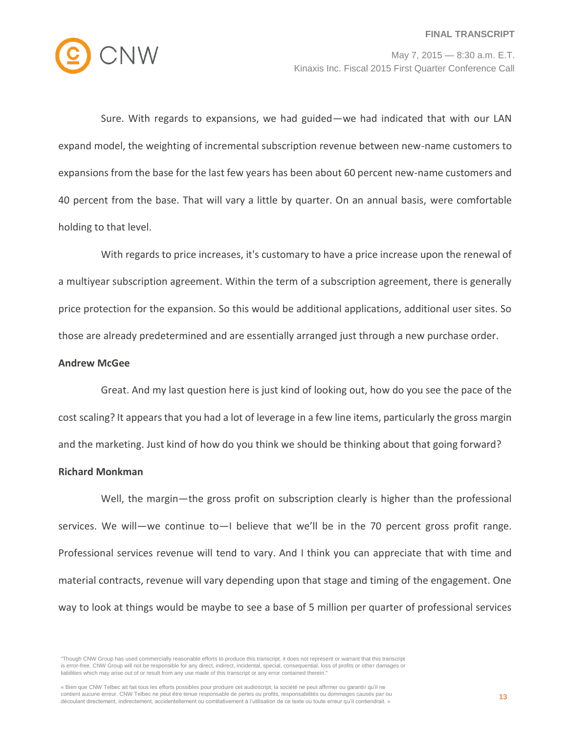Sure. With regards to expansions, we had guided—we had indicated that with our LAN expand model, the weighting of incremental subscription revenue between new-name customers to expansions from the base for the last few years has been about 60 percent new-name customers and 40 percent from the base. That will vary a little by quarter. On an annual basis, were comfortable holding to that level.

With regards to price increases, it's customary to have a price increase upon the renewal of a multiyear subscription agreement. Within the term of a subscription agreement, there is generally price protection for the expansion. So this would be additional applications, additional user sites. So those are already predetermined and are essentially arranged just through a new purchase order.

**Andrew McGee**

Great. And my last question here is just kind of looking out, how do you see the pace of the cost scaling? It appears that you had a lot of leverage in a few line items, particularly the gross margin and the marketing. Just kind of how do you think we should be thinking about that going forward?

**Richard Monkman**

Well, the margin—the gross profit on subscription clearly is higher than the professional services. We will—we continue to—I believe that we'll be in the 70 percent gross profit range. Professional services revenue will tend to vary. And I think you can appreciate that with time and material contracts, revenue will vary depending upon that stage and timing of the engagement. One way to look at things would be maybe to see a base of 5 million per quarter of professional services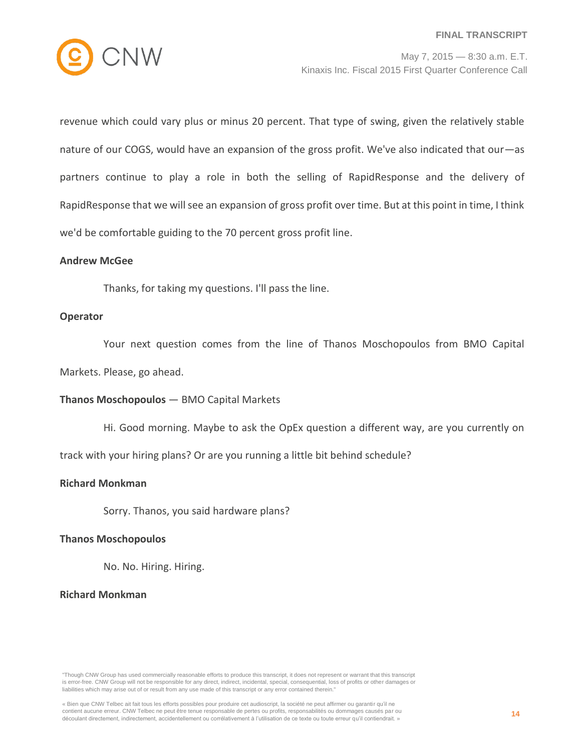revenue which could vary plus or minus 20 percent. That type of swing, given the relatively stable nature of our COGS, would have an expansion of the gross profit. We've also indicated that our—as partners continue to play a role in both the selling of RapidResponse and the delivery of RapidResponse that we will see an expansion of gross profit over time. But at this point in time, I think we'd be comfortable guiding to the 70 percent gross profit line.

**Andrew McGee**

Thanks, for taking my questions. I'll pass the line.

**Operator**

Your next question comes from the line of Thanos Moschopoulos from BMO Capital Markets. Please, go ahead.

**Thanos Moschopoulos** — BMO Capital Markets

Hi. Good morning. Maybe to ask the OpEx question a different way, are you currently on track with your hiring plans? Or are you running a little bit behind schedule?

**Richard Monkman**

Sorry. Thanos, you said hardware plans?

**Thanos Moschopoulos**

No. No. Hiring. Hiring.

**Richard Monkman**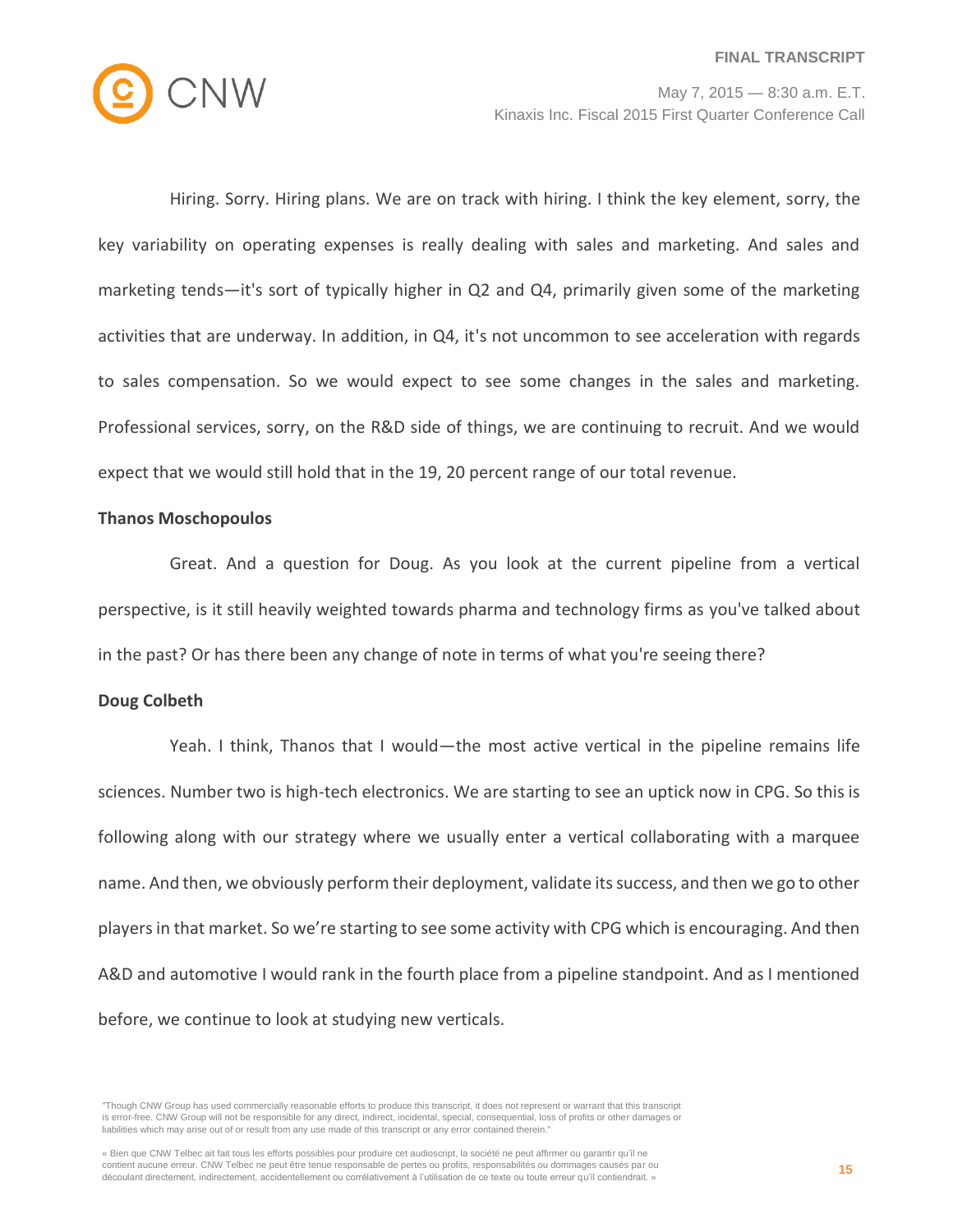Hiring. Sorry. Hiring plans. We are on track with hiring. I think the key element, sorry, the key variability on operating expenses is really dealing with sales and marketing. And sales and marketing tends—it's sort of typically higher in Q2 and Q4, primarily given some of the marketing activities that are underway. In addition, in Q4, it's not uncommon to see acceleration with regards to sales compensation. So we would expect to see some changes in the sales and marketing. Professional services, sorry, on the R&D side of things, we are continuing to recruit. And we would expect that we would still hold that in the 19, 20 percent range of our total revenue.

**Thanos Moschopoulos**

Great. And a question for Doug. As you look at the current pipeline from a vertical perspective, is it still heavily weighted towards pharma and technology firms as you've talked about in the past? Or has there been any change of note in terms of what you're seeing there?

**Doug Colbeth**

Yeah. I think, Thanos that I would—the most active vertical in the pipeline remains life sciences. Number two is high-tech electronics. We are starting to see an uptick now in CPG. So this is following along with our strategy where we usually enter a vertical collaborating with a marquee name. And then, we obviously perform their deployment, validate its success, and then we go to other players in that market. So we're starting to see some activity with CPG which is encouraging. And then A&D and automotive I would rank in the fourth place from a pipeline standpoint. And as I mentioned before, we continue to look at studying new verticals.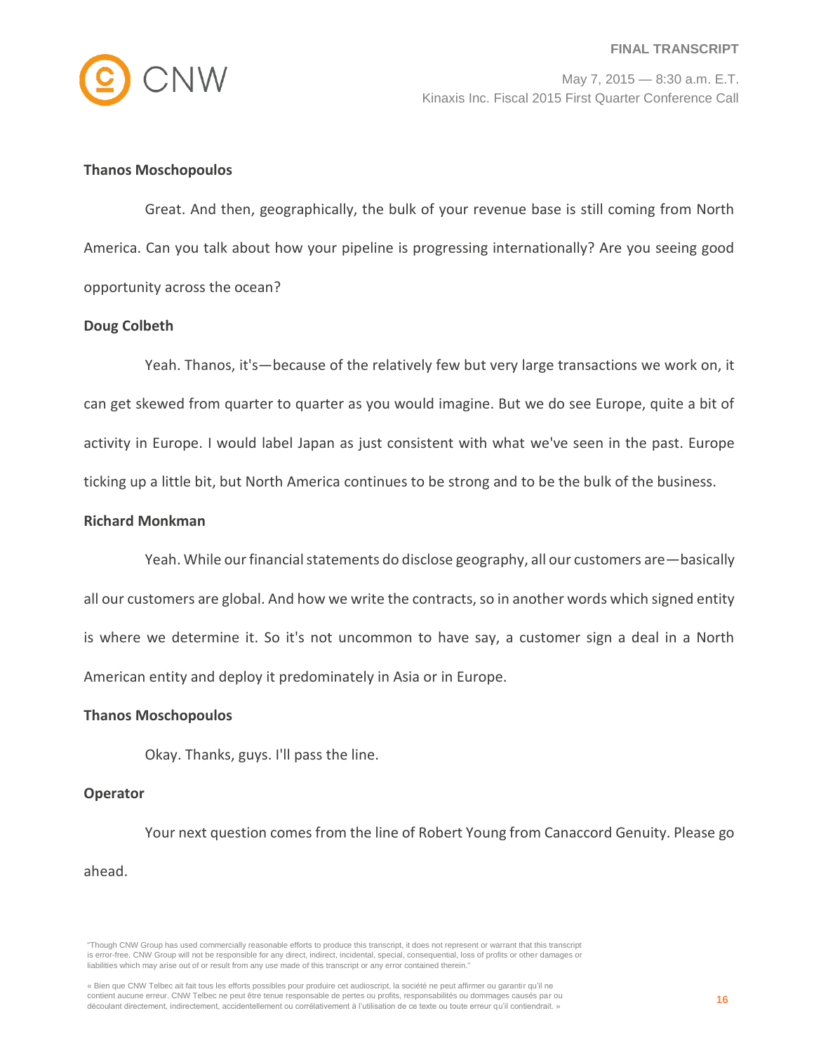**Thanos Moschopoulos**

Great. And then, geographically, the bulk of your revenue base is still coming from North America. Can you talk about how your pipeline is progressing internationally? Are you seeing good opportunity across the ocean?

**Doug Colbeth**

Yeah. Thanos, it's—because of the relatively few but very large transactions we work on, it can get skewed from quarter to quarter as you would imagine. But we do see Europe, quite a bit of activity in Europe. I would label Japan as just consistent with what we've seen in the past. Europe ticking up a little bit, but North America continues to be strong and to be the bulk of the business.

**Richard Monkman**

Yeah. While our financial statements do disclose geography, all our customers are—basically all our customers are global. And how we write the contracts, so in another words which signed entity is where we determine it. So it's not uncommon to have say, a customer sign a deal in a North American entity and deploy it predominately in Asia or in Europe.

**Thanos Moschopoulos**

Okay. Thanks, guys. I'll pass the line.

**Operator**

Your next question comes from the line of Robert Young from Canaccord Genuity. Please go ahead.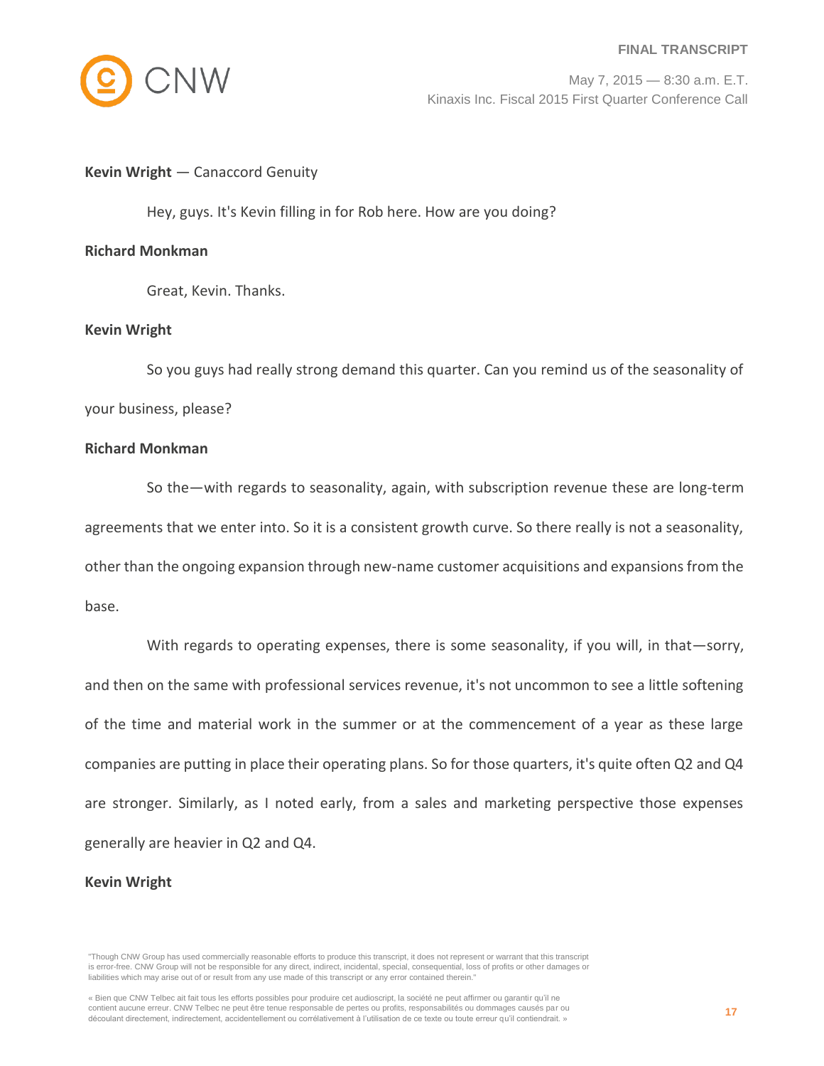**Kevin Wright** — Canaccord Genuity

Hey, guys. It's Kevin filling in for Rob here. How are you doing?

**Richard Monkman**

Great, Kevin. Thanks.

**Kevin Wright**

So you guys had really strong demand this quarter. Can you remind us of the seasonality of your business, please?

**Richard Monkman**

So the—with regards to seasonality, again, with subscription revenue these are long-term agreements that we enter into. So it is a consistent growth curve. So there really is not a seasonality, other than the ongoing expansion through new-name customer acquisitions and expansions from the base.

With regards to operating expenses, there is some seasonality, if you will, in that—sorry, and then on the same with professional services revenue, it's not uncommon to see a little softening of the time and material work in the summer or at the commencement of a year as these large companies are putting in place their operating plans. So for those quarters, it's quite often Q2 and Q4 are stronger. Similarly, as I noted early, from a sales and marketing perspective those expenses generally are heavier in Q2 and Q4.

**Kevin Wright**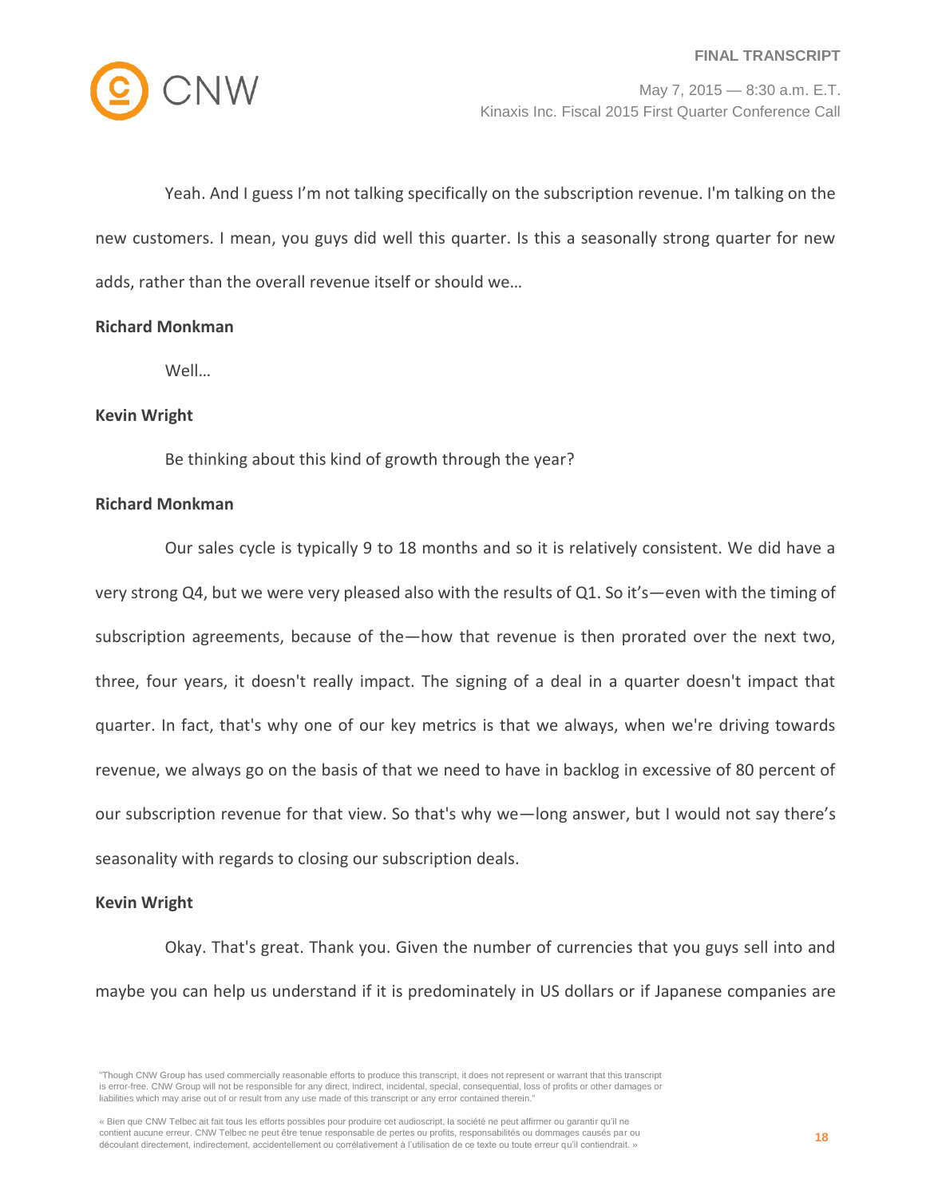Yeah. And I guess I'm not talking specifically on the subscription revenue. I'm talking on the new customers. I mean, you guys did well this quarter. Is this a seasonally strong quarter for new adds, rather than the overall revenue itself or should we…

**Richard Monkman**

Well…

**Kevin Wright**

Be thinking about this kind of growth through the year?

**Richard Monkman**

Our sales cycle is typically 9 to 18 months and so it is relatively consistent. We did have a very strong Q4, but we were very pleased also with the results of Q1. So it's—even with the timing of subscription agreements, because of the—how that revenue is then prorated over the next two, three, four years, it doesn't really impact. The signing of a deal in a quarter doesn't impact that quarter. In fact, that's why one of our key metrics is that we always, when we're driving towards revenue, we always go on the basis of that we need to have in backlog in excessive of 80 percent of our subscription revenue for that view. So that's why we—long answer, but I would not say there's seasonality with regards to closing our subscription deals.

**Kevin Wright**

Okay. That's great. Thank you. Given the number of currencies that you guys sell into and maybe you can help us understand if it is predominately in US dollars or if Japanese companies are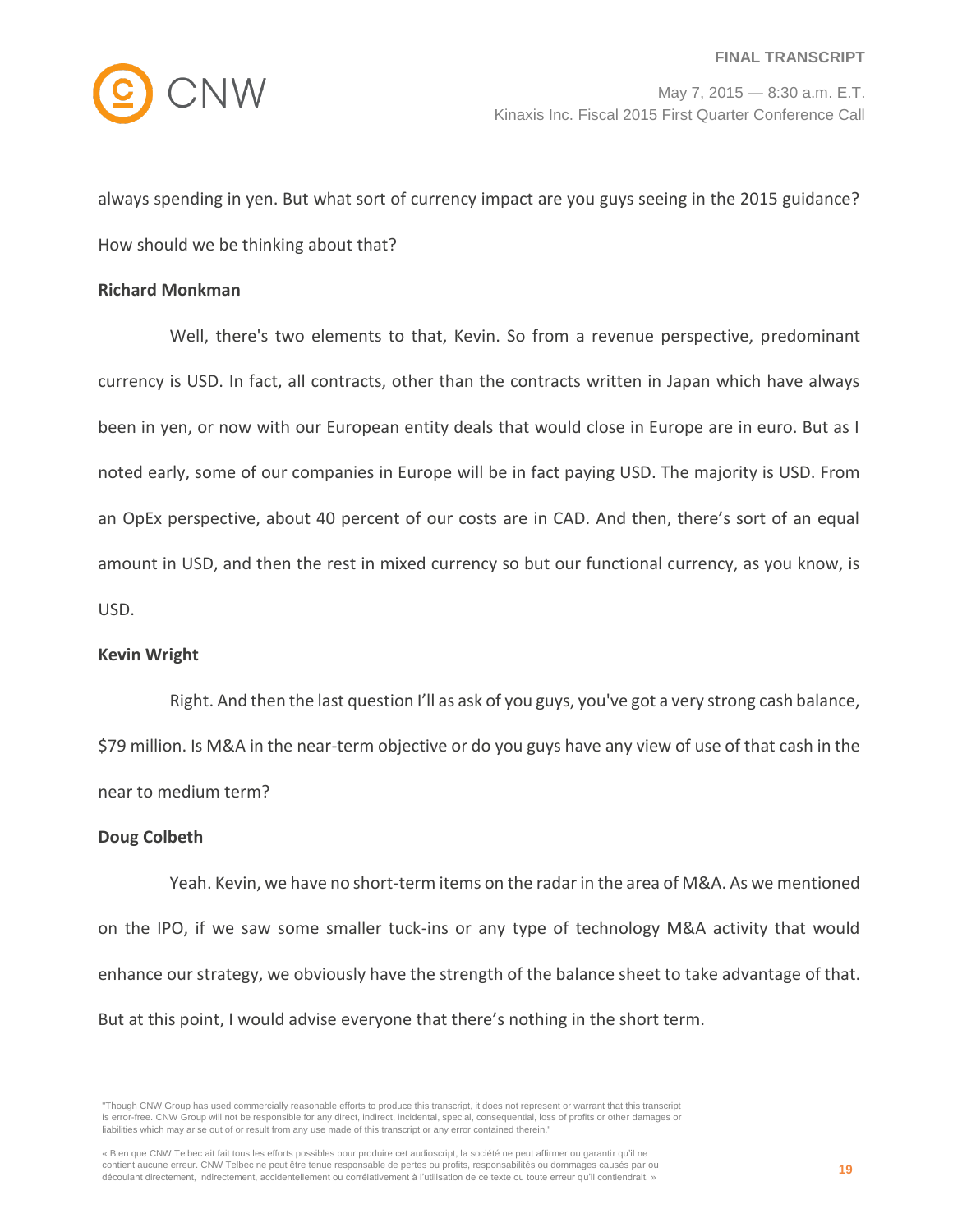always spending in yen. But what sort of currency impact are you guys seeing in the 2015 guidance? How should we be thinking about that?

**Richard Monkman**

Well, there's two elements to that, Kevin. So from a revenue perspective, predominant currency is USD. In fact, all contracts, other than the contracts written in Japan which have always been in yen, or now with our European entity deals that would close in Europe are in euro. But as I noted early, some of our companies in Europe will be in fact paying USD. The majority is USD. From an OpEx perspective, about 40 percent of our costs are in CAD. And then, there's sort of an equal amount in USD, and then the rest in mixed currency so but our functional currency, as you know, is USD.

**Kevin Wright**

Right. And then the last question I'll as ask of you guys, you've got a very strong cash balance, $79 million. Is M&A in the near-term objective or do you guys have any view of use of that cash in the near to medium term?

**Doug Colbeth**

Yeah. Kevin, we have no short-term items on the radar in the area of M&A. As we mentioned on the IPO, if we saw some smaller tuck-ins or any type of technology M&A activity that would enhance our strategy, we obviously have the strength of the balance sheet to take advantage of that. But at this point, I would advise everyone that there's nothing in the short term.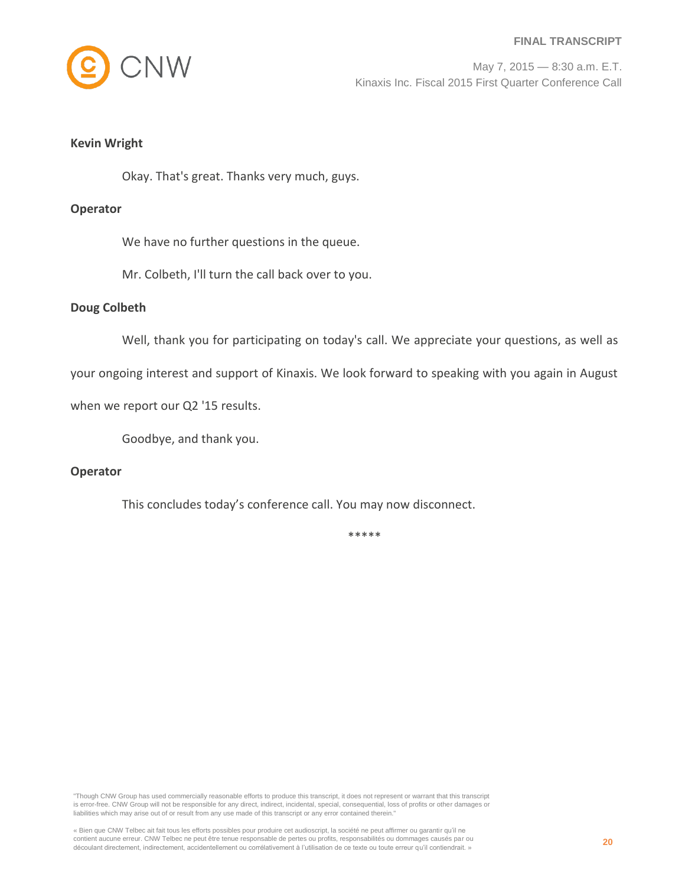**Kevin Wright**

Okay. That's great. Thanks very much, guys.

**Operator**

We have no further questions in the queue.

Mr. Colbeth, I'll turn the call back over to you.

**Doug Colbeth**

Well, thank you for participating on today's call. We appreciate your questions, as well as your ongoing interest and support of Kinaxis. We look forward to speaking with you again in August when we report our Q2 '15 results.

Goodbye, and thank you.

**Operator**

This concludes today's conference call. You may now disconnect.

*****

"Though CNW Group has used commercially reasonable efforts to produce this transcript, it does not represent or warrant that this transcript is error-free. CNW Group will not be responsible for any direct, indirect, incidental, special, consequential, loss of profits or other damages or liabilities which may arise out of or result from any use made of this transcript or any error contained therein."

« Bien que CNW Telbec ait fait tous les efforts possibles pour produire cet audioscript, la société ne peut affirmer ou garantir qu'il ne contient aucune erreur. CNW Telbec ne peut être tenue responsable de pertes ou profits, responsabilités ou dommages causés par ou découlant directement, indirectement, accidentellement ou corrélativement à l'utilisation de ce texte ou toute erreur qu'il contiendrait. »